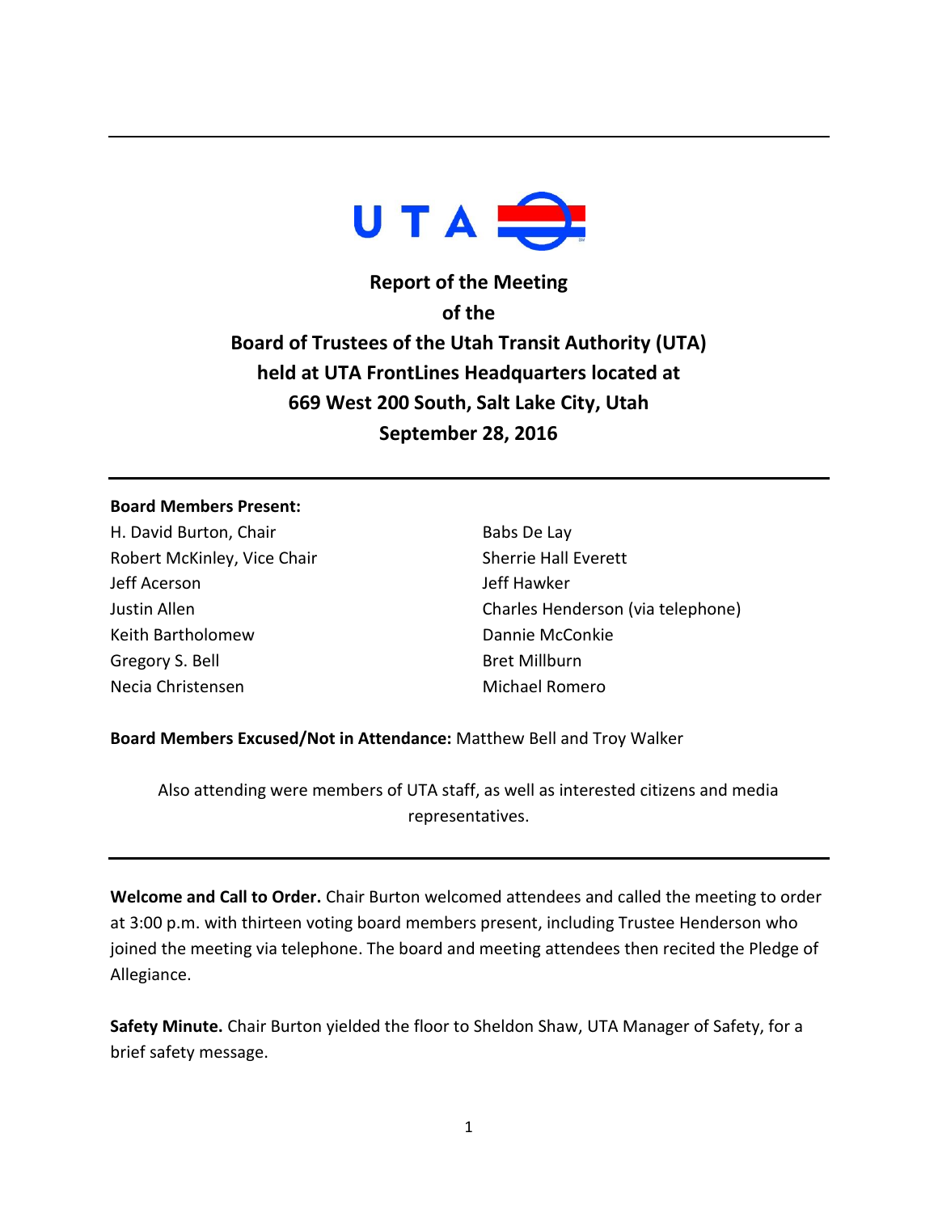# Report of the Meeting of the Board of Trustees of the Utah Transit Authority (UTA) held at UTA FrontLines Headquarters located at 669 West 200 South, Salt Lake City, Utah

## September 28, 2016

**Board Members Present:**

H. David Burton, Chair
Robert McKinley, Vice Chair
Jeff Acerson
Justin Allen
Keith Bartholomew
Gregory S. Bell
Necia Christensen
Babs De Lay
Sherrie Hall Everett
Jeff Hawker
Charles Henderson (via telephone)
Dannie McConkie
Bret Millburn
Michael Romero

**Board Members Excused/Not in Attendance:** Matthew Bell and Troy Walker

Also attending were members of UTA staff, as well as interested citizens and media representatives.

---

**Welcome and Call to Order.** Chair Burton welcomed attendees and called the meeting to order at 3:00 p.m. with thirteen voting board members present, including Trustee Henderson who joined the meeting via telephone. The board and meeting attendees then recited the Pledge of Allegiance.

**Safety Minute.** Chair Burton yielded the floor to Sheldon Shaw, UTA Manager of Safety, for a brief safety message.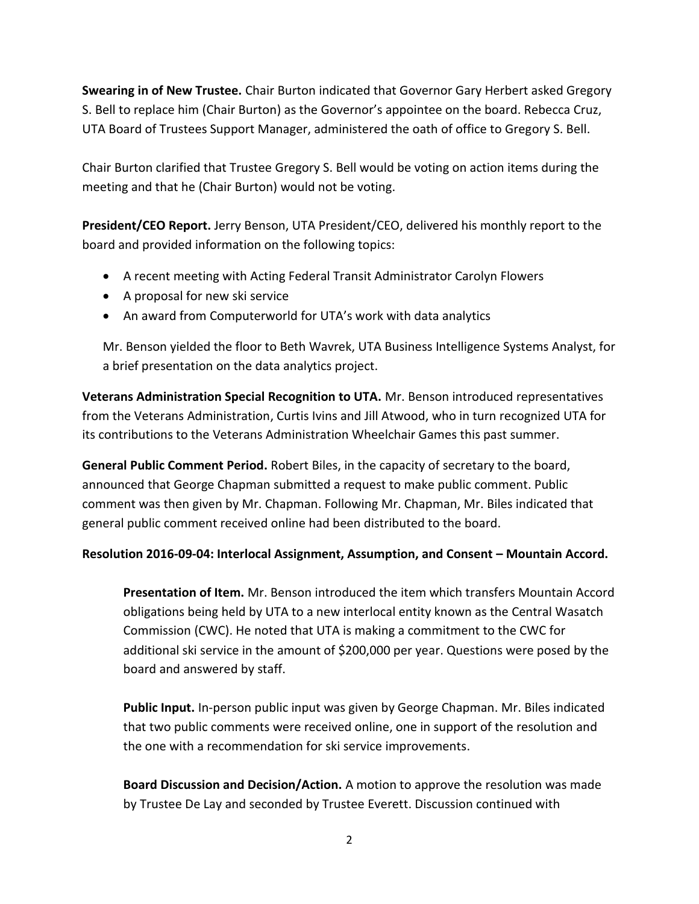**Swearing in of New Trustee.** Chair Burton indicated that Governor Gary Herbert asked Gregory S. Bell to replace him (Chair Burton) as the Governor's appointee on the board. Rebecca Cruz, UTA Board of Trustees Support Manager, administered the oath of office to Gregory S. Bell.

Chair Burton clarified that Trustee Gregory S. Bell would be voting on action items during the meeting and that he (Chair Burton) would not be voting.

**President/CEO Report.** Jerry Benson, UTA President/CEO, delivered his monthly report to the board and provided information on the following topics:

- A recent meeting with Acting Federal Transit Administrator Carolyn Flowers
- A proposal for new ski service
- An award from Computerworld for UTA's work with data analytics

Mr. Benson yielded the floor to Beth Wavrek, UTA Business Intelligence Systems Analyst, for a brief presentation on the data analytics project.

**Veterans Administration Special Recognition to UTA.** Mr. Benson introduced representatives from the Veterans Administration, Curtis Ivins and Jill Atwood, who in turn recognized UTA for its contributions to the Veterans Administration Wheelchair Games this past summer.

**General Public Comment Period.** Robert Biles, in the capacity of secretary to the board, announced that George Chapman submitted a request to make public comment. Public comment was then given by Mr. Chapman. Following Mr. Chapman, Mr. Biles indicated that general public comment received online had been distributed to the board.

**Resolution 2016-09-04: Interlocal Assignment, Assumption, and Consent – Mountain Accord.**

**Presentation of Item.** Mr. Benson introduced the item which transfers Mountain Accord obligations being held by UTA to a new interlocal entity known as the Central Wasatch Commission (CWC). He noted that UTA is making a commitment to the CWC for additional ski service in the amount of $200,000 per year. Questions were posed by the board and answered by staff.

**Public Input.** In-person public input was given by George Chapman. Mr. Biles indicated that two public comments were received online, one in support of the resolution and the one with a recommendation for ski service improvements.

**Board Discussion and Decision/Action.** A motion to approve the resolution was made by Trustee De Lay and seconded by Trustee Everett. Discussion continued with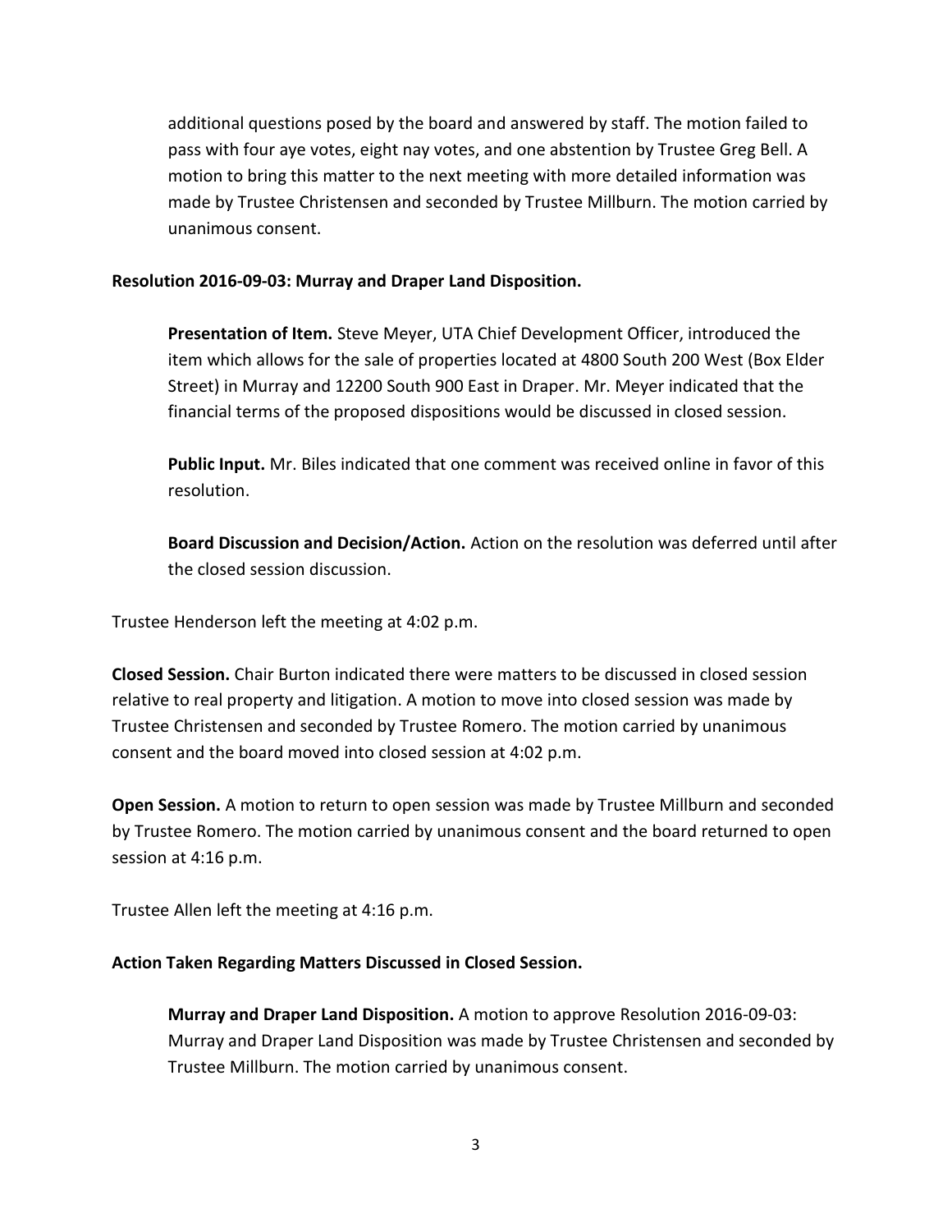additional questions posed by the board and answered by staff. The motion failed to pass with four aye votes, eight nay votes, and one abstention by Trustee Greg Bell. A motion to bring this matter to the next meeting with more detailed information was made by Trustee Christensen and seconded by Trustee Millburn. The motion carried by unanimous consent.

**Resolution 2016-09-03: Murray and Draper Land Disposition.**

**Presentation of Item.** Steve Meyer, UTA Chief Development Officer, introduced the item which allows for the sale of properties located at 4800 South 200 West (Box Elder Street) in Murray and 12200 South 900 East in Draper. Mr. Meyer indicated that the financial terms of the proposed dispositions would be discussed in closed session.

**Public Input.** Mr. Biles indicated that one comment was received online in favor of this resolution.

**Board Discussion and Decision/Action.** Action on the resolution was deferred until after the closed session discussion.

Trustee Henderson left the meeting at 4:02 p.m.

**Closed Session.** Chair Burton indicated there were matters to be discussed in closed session relative to real property and litigation. A motion to move into closed session was made by Trustee Christensen and seconded by Trustee Romero. The motion carried by unanimous consent and the board moved into closed session at 4:02 p.m.

**Open Session.** A motion to return to open session was made by Trustee Millburn and seconded by Trustee Romero. The motion carried by unanimous consent and the board returned to open session at 4:16 p.m.

Trustee Allen left the meeting at 4:16 p.m.

**Action Taken Regarding Matters Discussed in Closed Session.**

**Murray and Draper Land Disposition.** A motion to approve Resolution 2016-09-03: Murray and Draper Land Disposition was made by Trustee Christensen and seconded by Trustee Millburn. The motion carried by unanimous consent.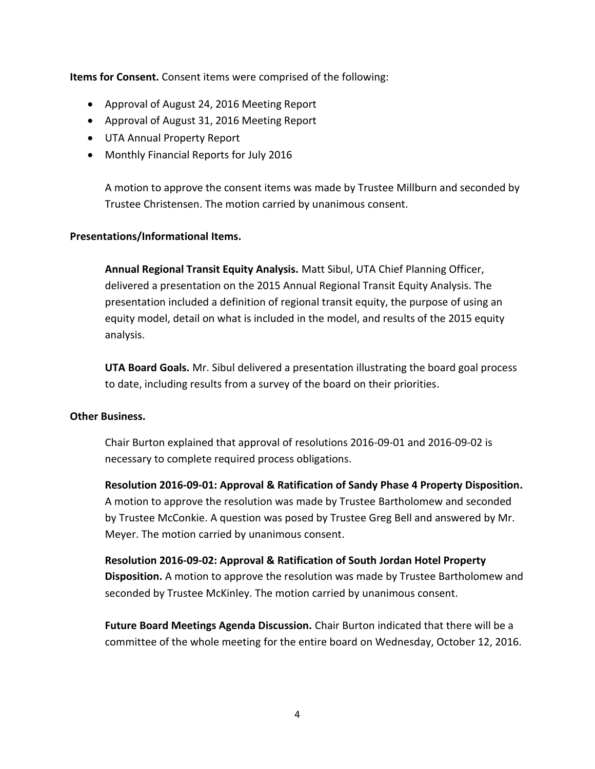**Items for Consent.** Consent items were comprised of the following:

- Approval of August 24, 2016 Meeting Report
- Approval of August 31, 2016 Meeting Report
- UTA Annual Property Report
- Monthly Financial Reports for July 2016

A motion to approve the consent items was made by Trustee Millburn and seconded by Trustee Christensen. The motion carried by unanimous consent.

**Presentations/Informational Items.**

**Annual Regional Transit Equity Analysis.** Matt Sibul, UTA Chief Planning Officer, delivered a presentation on the 2015 Annual Regional Transit Equity Analysis. The presentation included a definition of regional transit equity, the purpose of using an equity model, detail on what is included in the model, and results of the 2015 equity analysis.

**UTA Board Goals.** Mr. Sibul delivered a presentation illustrating the board goal process to date, including results from a survey of the board on their priorities.

**Other Business.**

Chair Burton explained that approval of resolutions 2016-09-01 and 2016-09-02 is necessary to complete required process obligations.

**Resolution 2016-09-01: Approval & Ratification of Sandy Phase 4 Property Disposition.** A motion to approve the resolution was made by Trustee Bartholomew and seconded by Trustee McConkie. A question was posed by Trustee Greg Bell and answered by Mr. Meyer. The motion carried by unanimous consent.

**Resolution 2016-09-02: Approval & Ratification of South Jordan Hotel Property Disposition.** A motion to approve the resolution was made by Trustee Bartholomew and seconded by Trustee McKinley. The motion carried by unanimous consent.

**Future Board Meetings Agenda Discussion.** Chair Burton indicated that there will be a committee of the whole meeting for the entire board on Wednesday, October 12, 2016.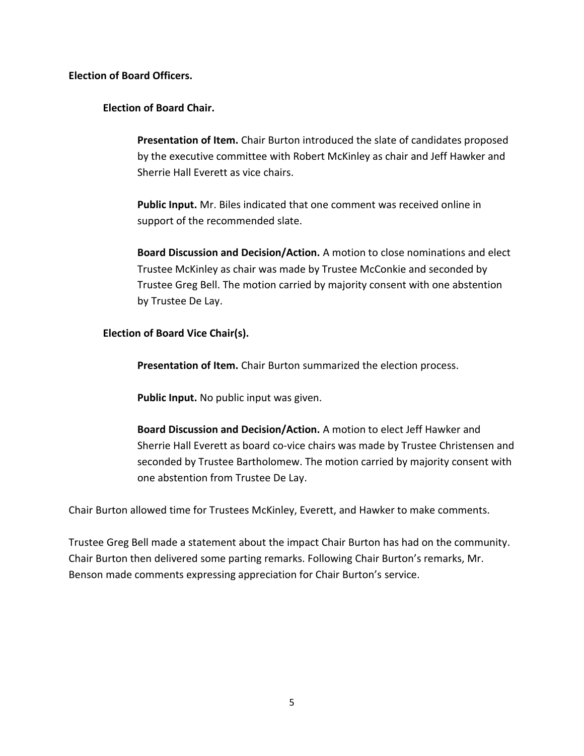**Election of Board Officers.**

**Election of Board Chair.**

**Presentation of Item.** Chair Burton introduced the slate of candidates proposed by the executive committee with Robert McKinley as chair and Jeff Hawker and Sherrie Hall Everett as vice chairs.

**Public Input.** Mr. Biles indicated that one comment was received online in support of the recommended slate.

**Board Discussion and Decision/Action.** A motion to close nominations and elect Trustee McKinley as chair was made by Trustee McConkie and seconded by Trustee Greg Bell. The motion carried by majority consent with one abstention by Trustee De Lay.

**Election of Board Vice Chair(s).**

**Presentation of Item.** Chair Burton summarized the election process.

**Public Input.** No public input was given.

**Board Discussion and Decision/Action.** A motion to elect Jeff Hawker and Sherrie Hall Everett as board co-vice chairs was made by Trustee Christensen and seconded by Trustee Bartholomew. The motion carried by majority consent with one abstention from Trustee De Lay.

Chair Burton allowed time for Trustees McKinley, Everett, and Hawker to make comments.

Trustee Greg Bell made a statement about the impact Chair Burton has had on the community. Chair Burton then delivered some parting remarks. Following Chair Burton's remarks, Mr. Benson made comments expressing appreciation for Chair Burton's service.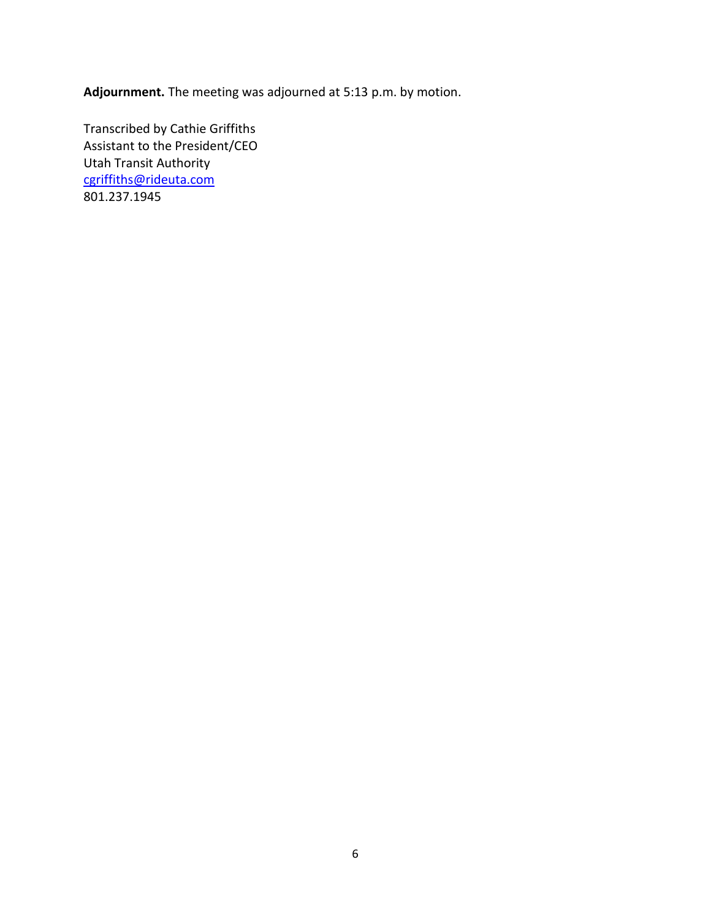**Adjournment.** The meeting was adjourned at 5:13 p.m. by motion.

Transcribed by Cathie Griffiths
Assistant to the President/CEO
Utah Transit Authority
cgriffiths@rideuta.com
801.237.1945